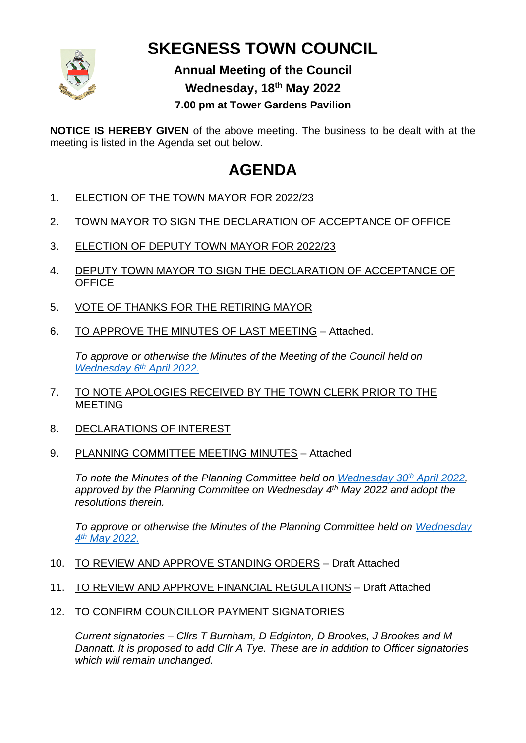# SKEGNESS TOWN COUNCIL

## Annual Meeting of the Council

## Wednesday, 18th May 2022

### 7.00 pm at Tower Gardens Pavilion

**NOTICE IS HEREBY GIVEN** of the above meeting. The business to be dealt with at the meeting is listed in the Agenda set out below.

# AGENDA

1. ELECTION OF THE TOWN MAYOR FOR 2022/23

2. TOWN MAYOR TO SIGN THE DECLARATION OF ACCEPTANCE OF OFFICE

3. ELECTION OF DEPUTY TOWN MAYOR FOR 2022/23

4. DEPUTY TOWN MAYOR TO SIGN THE DECLARATION OF ACCEPTANCE OF OFFICE

5. VOTE OF THANKS FOR THE RETIRING MAYOR

6. TO APPROVE THE MINUTES OF LAST MEETING – Attached.

   *To approve or otherwise the Minutes of the Meeting of the Council held on Wednesday 6th April 2022.*

7. TO NOTE APOLOGIES RECEIVED BY THE TOWN CLERK PRIOR TO THE MEETING

8. DECLARATIONS OF INTEREST

9. PLANNING COMMITTEE MEETING MINUTES – Attached

   *To note the Minutes of the Planning Committee held on Wednesday 30th April 2022, approved by the Planning Committee on Wednesday 4th May 2022 and adopt the resolutions therein.*

   *To approve or otherwise the Minutes of the Planning Committee held on Wednesday 4th May 2022.*

10. TO REVIEW AND APPROVE STANDING ORDERS – Draft Attached

11. TO REVIEW AND APPROVE FINANCIAL REGULATIONS – Draft Attached

12. TO CONFIRM COUNCILLOR PAYMENT SIGNATORIES

    *Current signatories – Cllrs T Burnham, D Edginton, D Brookes, J Brookes and M Dannatt. It is proposed to add Cllr A Tye. These are in addition to Officer signatories which will remain unchanged.*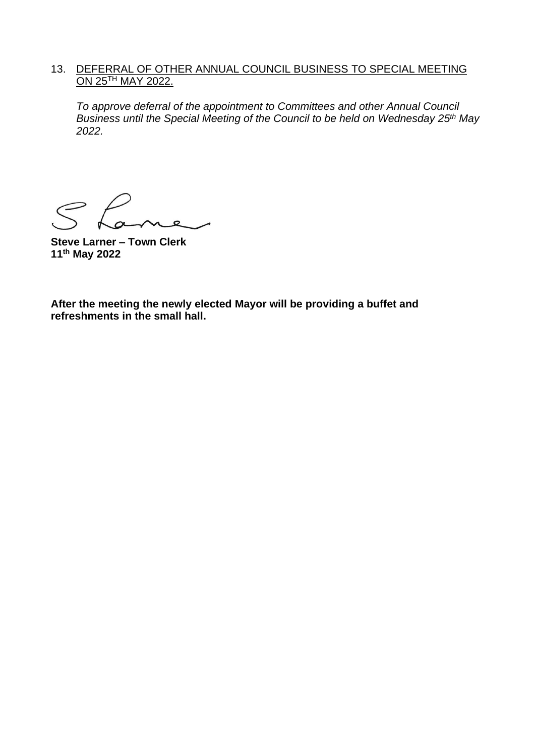13. DEFERRAL OF OTHER ANNUAL COUNCIL BUSINESS TO SPECIAL MEETING ON 25TH MAY 2022.

*To approve deferral of the appointment to Committees and other Annual Council Business until the Special Meeting of the Council to be held on Wednesday 25th May 2022.*

**Steve Larner – Town Clerk**
**11th May 2022**

**After the meeting the newly elected Mayor will be providing a buffet and refreshments in the small hall.**